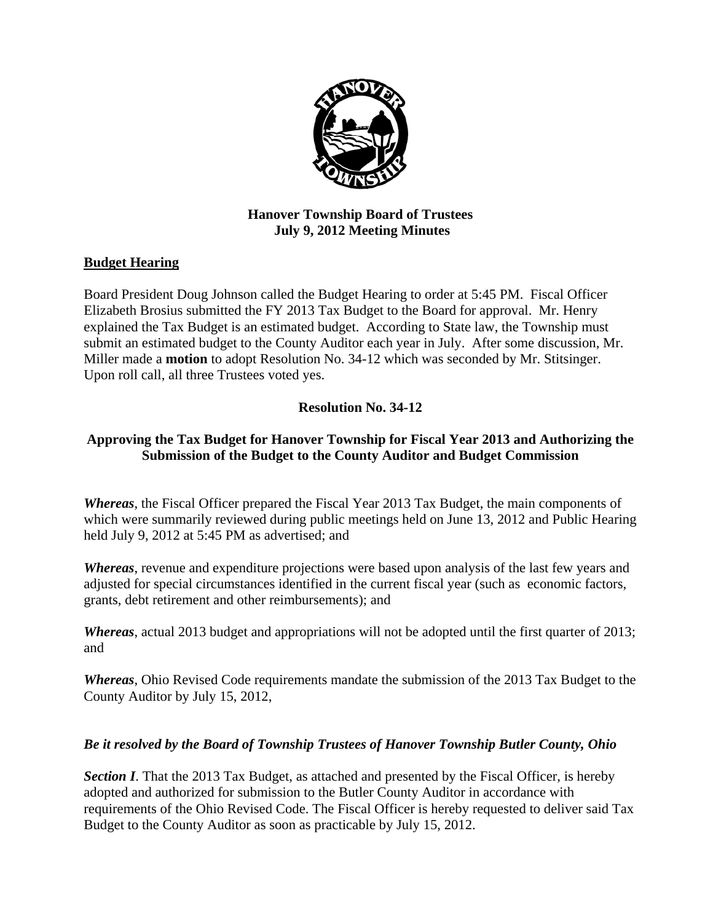**Hanover Township Board of Trustees**
**July 9, 2012 Meeting Minutes**

## Budget Hearing

Board President Doug Johnson called the Budget Hearing to order at 5:45 PM. Fiscal Officer Elizabeth Brosius submitted the FY 2013 Tax Budget to the Board for approval. Mr. Henry explained the Tax Budget is an estimated budget. According to State law, the Township must submit an estimated budget to the County Auditor each year in July. After some discussion, Mr. Miller made a **motion** to adopt Resolution No. 34-12 which was seconded by Mr. Stitsinger. Upon roll call, all three Trustees voted yes.

### Resolution No. 34-12

### Approving the Tax Budget for Hanover Township for Fiscal Year 2013 and Authorizing the Submission of the Budget to the County Auditor and Budget Commission

***Whereas***, the Fiscal Officer prepared the Fiscal Year 2013 Tax Budget, the main components of which were summarily reviewed during public meetings held on June 13, 2012 and Public Hearing held July 9, 2012 at 5:45 PM as advertised; and

***Whereas***, revenue and expenditure projections were based upon analysis of the last few years and adjusted for special circumstances identified in the current fiscal year (such as economic factors, grants, debt retirement and other reimbursements); and

***Whereas***, actual 2013 budget and appropriations will not be adopted until the first quarter of 2013; and

***Whereas***, Ohio Revised Code requirements mandate the submission of the 2013 Tax Budget to the County Auditor by July 15, 2012,

***Be it resolved by the Board of Township Trustees of Hanover Township Butler County, Ohio***

***Section I***. That the 2013 Tax Budget, as attached and presented by the Fiscal Officer, is hereby adopted and authorized for submission to the Butler County Auditor in accordance with requirements of the Ohio Revised Code. The Fiscal Officer is hereby requested to deliver said Tax Budget to the County Auditor as soon as practicable by July 15, 2012.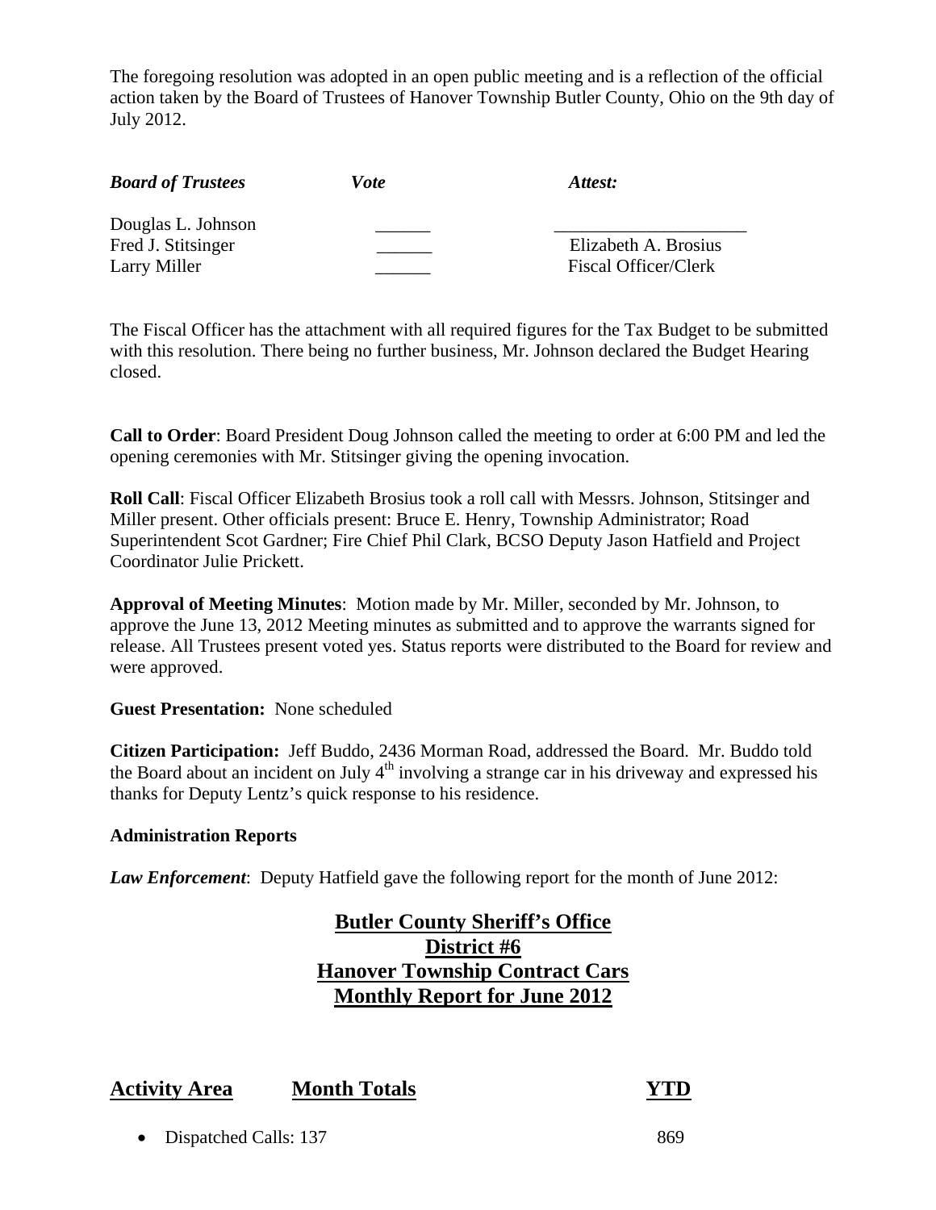The foregoing resolution was adopted in an open public meeting and is a reflection of the official action taken by the Board of Trustees of Hanover Township Butler County, Ohio on the 9th day of July 2012.

| ***Board of Trustees*** | ***Vote*** | ***Attest:*** |
|---|---|---|
| Douglas L. Johnson | ______ | ____________________ |
| Fred J. Stitsinger | ______ | Elizabeth A. Brosius |
| Larry Miller | ______ | Fiscal Officer/Clerk |

The Fiscal Officer has the attachment with all required figures for the Tax Budget to be submitted with this resolution. There being no further business, Mr. Johnson declared the Budget Hearing closed.

**Call to Order**: Board President Doug Johnson called the meeting to order at 6:00 PM and led the opening ceremonies with Mr. Stitsinger giving the opening invocation.

**Roll Call**: Fiscal Officer Elizabeth Brosius took a roll call with Messrs. Johnson, Stitsinger and Miller present. Other officials present: Bruce E. Henry, Township Administrator; Road Superintendent Scot Gardner; Fire Chief Phil Clark, BCSO Deputy Jason Hatfield and Project Coordinator Julie Prickett.

**Approval of Meeting Minutes**: Motion made by Mr. Miller, seconded by Mr. Johnson, to approve the June 13, 2012 Meeting minutes as submitted and to approve the warrants signed for release. All Trustees present voted yes. Status reports were distributed to the Board for review and were approved.

**Guest Presentation:** None scheduled

**Citizen Participation:** Jeff Buddo, 2436 Morman Road, addressed the Board. Mr. Buddo told the Board about an incident on July 4th involving a strange car in his driveway and expressed his thanks for Deputy Lentz's quick response to his residence.

**Administration Reports**

***Law Enforcement***: Deputy Hatfield gave the following report for the month of June 2012:

## Butler County Sheriff's Office
## District #6
## Hanover Township Contract Cars
## Monthly Report for June 2012

| Activity Area | Month Totals | YTD |
|---|---|---|
| • Dispatched Calls: | 137 | 869 |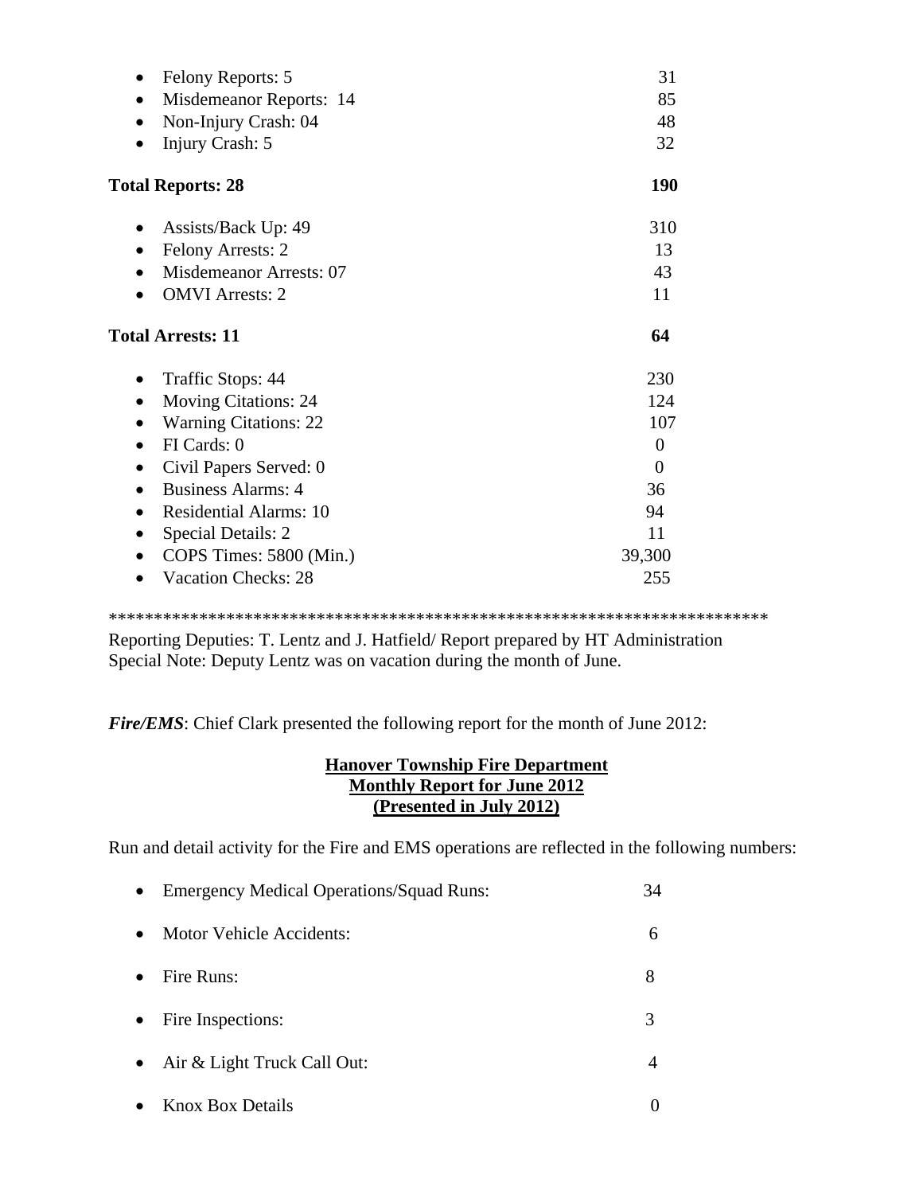- Felony Reports: 5 — 31
- Misdemeanor Reports: 14 — 85
- Non-Injury Crash: 04 — 48
- Injury Crash: 5 — 32

**Total Reports: 28 — 190**

- Assists/Back Up: 49 — 310
- Felony Arrests: 2 — 13
- Misdemeanor Arrests: 07 — 43
- OMVI Arrests: 2 — 11

**Total Arrests: 11 — 64**

- Traffic Stops: 44 — 230
- Moving Citations: 24 — 124
- Warning Citations: 22 — 107
- FI Cards: 0 — 0
- Civil Papers Served: 0 — 0
- Business Alarms: 4 — 36
- Residential Alarms: 10 — 94
- Special Details: 2 — 11
- COPS Times: 5800 (Min.) — 39,300
- Vacation Checks: 28 — 255

***************************************************************************

Reporting Deputies: T. Lentz and J. Hatfield/ Report prepared by HT Administration
Special Note: Deputy Lentz was on vacation during the month of June.

***Fire/EMS***: Chief Clark presented the following report for the month of June 2012:

**Hanover Township Fire Department**
**Monthly Report for June 2012**
**(Presented in July 2012)**

Run and detail activity for the Fire and EMS operations are reflected in the following numbers:

- Emergency Medical Operations/Squad Runs: 34
- Motor Vehicle Accidents: 6
- Fire Runs: 8
- Fire Inspections: 3
- Air & Light Truck Call Out: 4
- Knox Box Details 0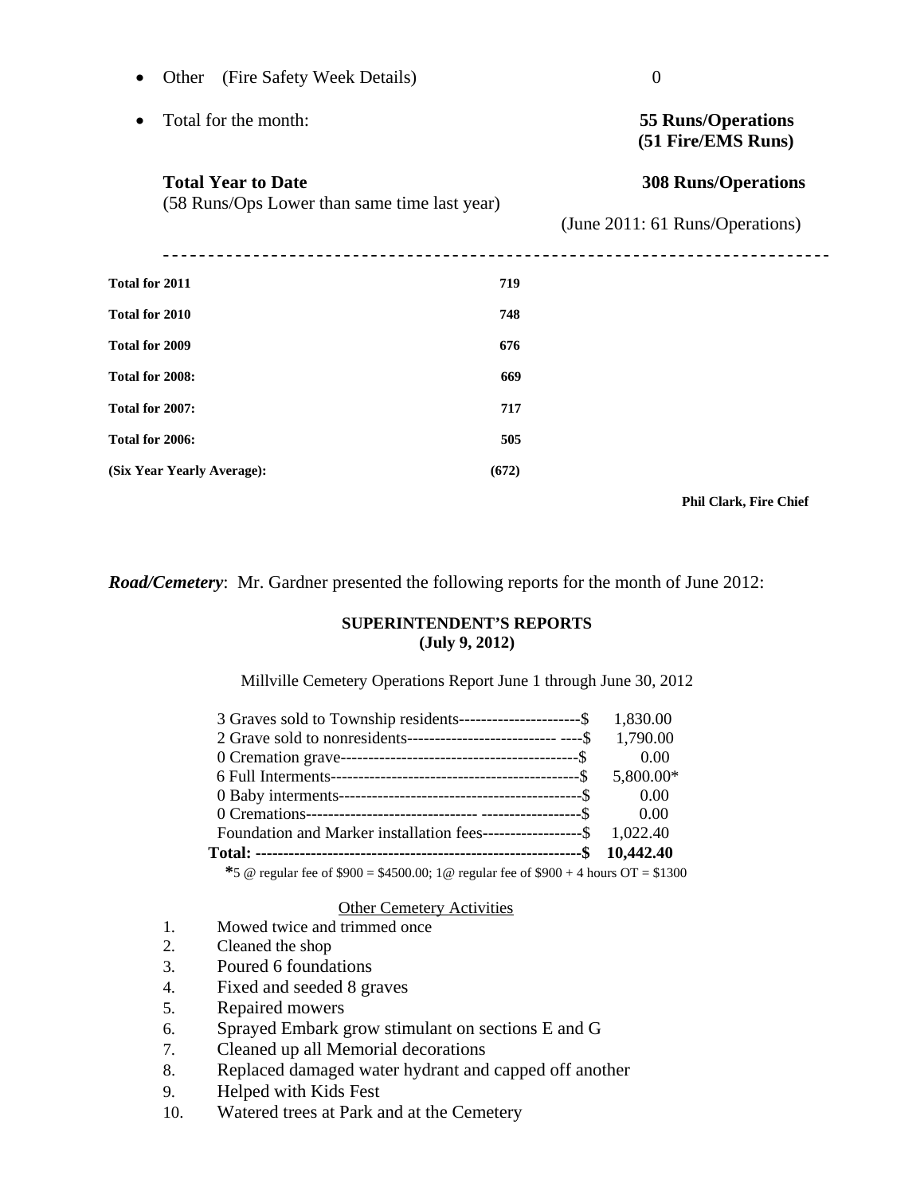- Other (Fire Safety Week Details) 0
- Total for the month: **55 Runs/Operations (51 Fire/EMS Runs)**

**Total Year to Date** **308 Runs/Operations**
(58 Runs/Ops Lower than same time last year)

(June 2011: 61 Runs/Operations)

---

| | |
|---|---|
| **Total for 2011** | **719** |
| **Total for 2010** | **748** |
| **Total for 2009** | **676** |
| **Total for 2008:** | **669** |
| **Total for 2007:** | **717** |
| **Total for 2006:** | **505** |
| **(Six Year Yearly Average):** | **(672)** |

**Phil Clark, Fire Chief**

***Road/Cemetery***: Mr. Gardner presented the following reports for the month of June 2012:

**SUPERINTENDENT'S REPORTS**
**(July 9, 2012)**

Millville Cemetery Operations Report June 1 through June 30, 2012

| | |
|---|---|
| 3 Graves sold to Township residents----------------------$ | 1,830.00 |
| 2 Grave sold to nonresidents--------------------------- ----$ | 1,790.00 |
| 0 Cremation grave-------------------------------------------$ | 0.00 |
| 6 Full Interments---------------------------------------------$ | 5,800.00* |
| 0 Baby interments--------------------------------------------$ | 0.00 |
| 0 Cremations------------------------------ ------------------$ | 0.00 |
| Foundation and Marker installation fees------------------$ | 1,022.40 |
| **Total: -----------------------------------------------------------$** | **10,442.40** |

**\***5 @ regular fee of $900 = $4500.00; 1@ regular fee of $900 + 4 hours OT = $1300

<u>Other Cemetery Activities</u>

1. Mowed twice and trimmed once
2. Cleaned the shop
3. Poured 6 foundations
4. Fixed and seeded 8 graves
5. Repaired mowers
6. Sprayed Embark grow stimulant on sections E and G
7. Cleaned up all Memorial decorations
8. Replaced damaged water hydrant and capped off another
9. Helped with Kids Fest
10. Watered trees at Park and at the Cemetery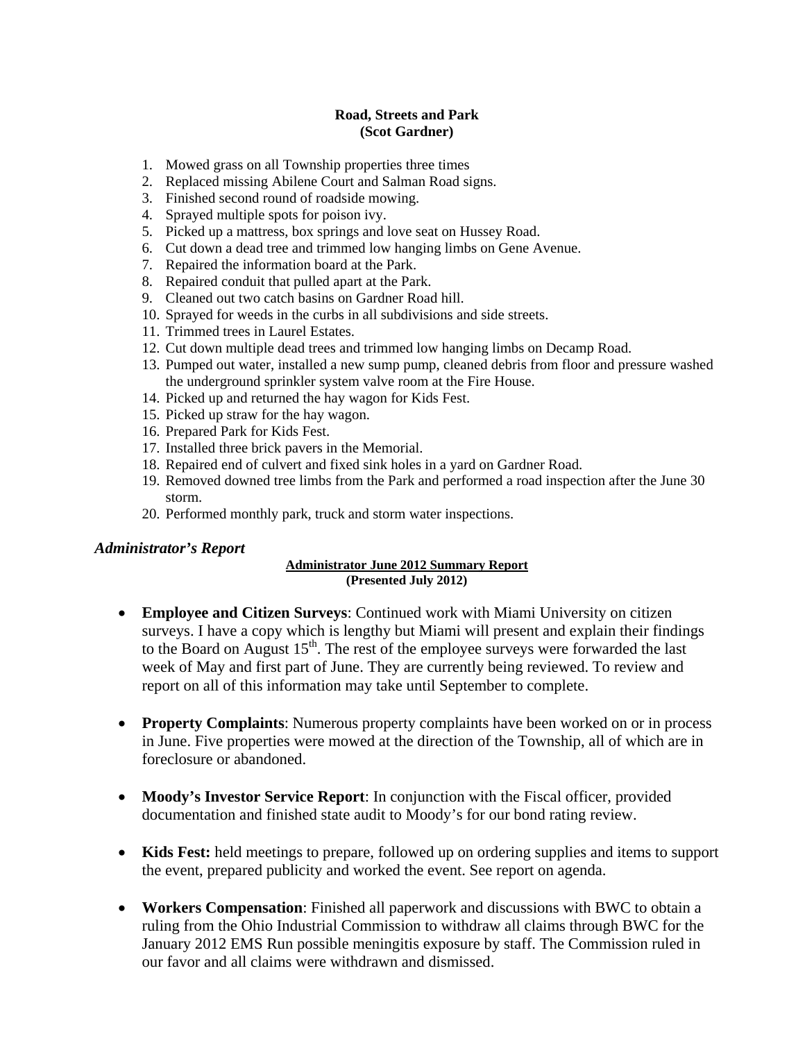## Road, Streets and Park
### (Scot Gardner)

1. Mowed grass on all Township properties three times
2. Replaced missing Abilene Court and Salman Road signs.
3. Finished second round of roadside mowing.
4. Sprayed multiple spots for poison ivy.
5. Picked up a mattress, box springs and love seat on Hussey Road.
6. Cut down a dead tree and trimmed low hanging limbs on Gene Avenue.
7. Repaired the information board at the Park.
8. Repaired conduit that pulled apart at the Park.
9. Cleaned out two catch basins on Gardner Road hill.
10. Sprayed for weeds in the curbs in all subdivisions and side streets.
11. Trimmed trees in Laurel Estates.
12. Cut down multiple dead trees and trimmed low hanging limbs on Decamp Road.
13. Pumped out water, installed a new sump pump, cleaned debris from floor and pressure washed the underground sprinkler system valve room at the Fire House.
14. Picked up and returned the hay wagon for Kids Fest.
15. Picked up straw for the hay wagon.
16. Prepared Park for Kids Fest.
17. Installed three brick pavers in the Memorial.
18. Repaired end of culvert and fixed sink holes in a yard on Gardner Road.
19. Removed downed tree limbs from the Park and performed a road inspection after the June 30 storm.
20. Performed monthly park, truck and storm water inspections.

## *Administrator's Report*

**Administrator June 2012 Summary Report**
**(Presented July 2012)**

- **Employee and Citizen Surveys**: Continued work with Miami University on citizen surveys. I have a copy which is lengthy but Miami will present and explain their findings to the Board on August 15th. The rest of the employee surveys were forwarded the last week of May and first part of June. They are currently being reviewed. To review and report on all of this information may take until September to complete.

- **Property Complaints**: Numerous property complaints have been worked on or in process in June. Five properties were mowed at the direction of the Township, all of which are in foreclosure or abandoned.

- **Moody's Investor Service Report**: In conjunction with the Fiscal officer, provided documentation and finished state audit to Moody's for our bond rating review.

- **Kids Fest:** held meetings to prepare, followed up on ordering supplies and items to support the event, prepared publicity and worked the event. See report on agenda.

- **Workers Compensation**: Finished all paperwork and discussions with BWC to obtain a ruling from the Ohio Industrial Commission to withdraw all claims through BWC for the January 2012 EMS Run possible meningitis exposure by staff. The Commission ruled in our favor and all claims were withdrawn and dismissed.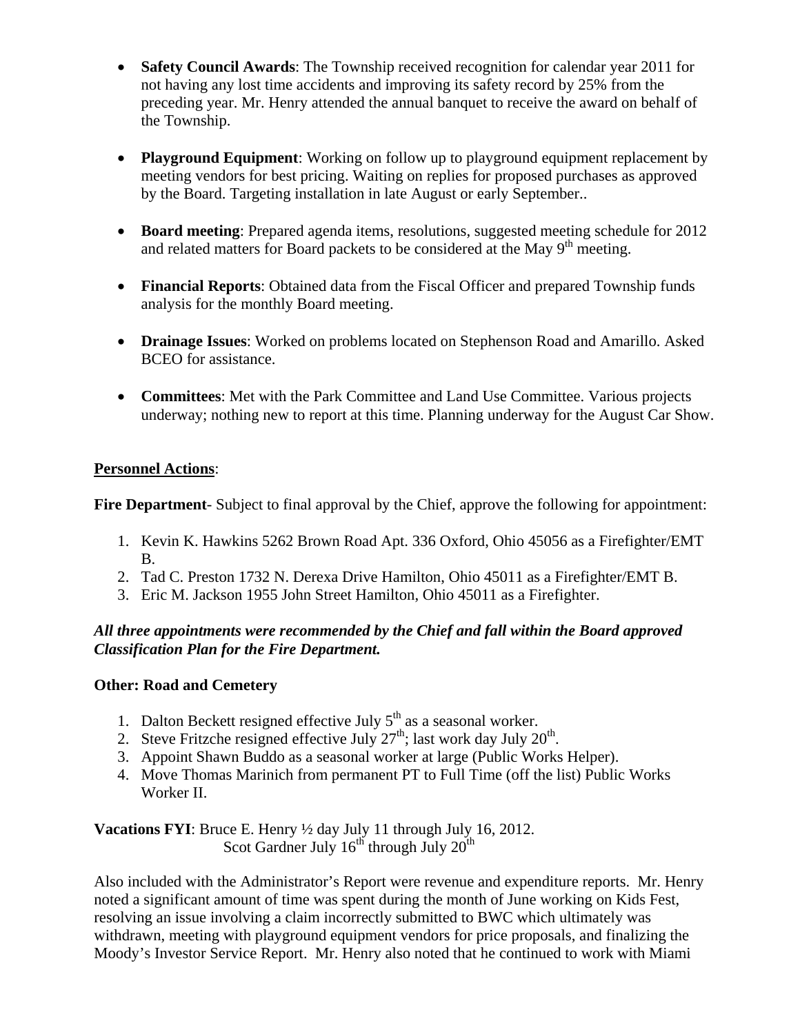- **Safety Council Awards**: The Township received recognition for calendar year 2011 for not having any lost time accidents and improving its safety record by 25% from the preceding year. Mr. Henry attended the annual banquet to receive the award on behalf of the Township.

- **Playground Equipment**: Working on follow up to playground equipment replacement by meeting vendors for best pricing. Waiting on replies for proposed purchases as approved by the Board. Targeting installation in late August or early September..

- **Board meeting**: Prepared agenda items, resolutions, suggested meeting schedule for 2012 and related matters for Board packets to be considered at the May 9th meeting.

- **Financial Reports**: Obtained data from the Fiscal Officer and prepared Township funds analysis for the monthly Board meeting.

- **Drainage Issues**: Worked on problems located on Stephenson Road and Amarillo. Asked BCEO for assistance.

- **Committees**: Met with the Park Committee and Land Use Committee. Various projects underway; nothing new to report at this time. Planning underway for the August Car Show.

**Personnel Actions**:

**Fire Department**- Subject to final approval by the Chief, approve the following for appointment:

1. Kevin K. Hawkins 5262 Brown Road Apt. 336 Oxford, Ohio 45056 as a Firefighter/EMT B.
2. Tad C. Preston 1732 N. Derexa Drive Hamilton, Ohio 45011 as a Firefighter/EMT B.
3. Eric M. Jackson 1955 John Street Hamilton, Ohio 45011 as a Firefighter.

***All three appointments were recommended by the Chief and fall within the Board approved Classification Plan for the Fire Department.***

**Other: Road and Cemetery**

1. Dalton Beckett resigned effective July 5th as a seasonal worker.
2. Steve Fritzche resigned effective July 27th; last work day July 20th.
3. Appoint Shawn Buddo as a seasonal worker at large (Public Works Helper).
4. Move Thomas Marinich from permanent PT to Full Time (off the list) Public Works Worker II.

**Vacations FYI**: Bruce E. Henry ½ day July 11 through July 16, 2012.
Scot Gardner July 16th through July 20th

Also included with the Administrator's Report were revenue and expenditure reports. Mr. Henry noted a significant amount of time was spent during the month of June working on Kids Fest, resolving an issue involving a claim incorrectly submitted to BWC which ultimately was withdrawn, meeting with playground equipment vendors for price proposals, and finalizing the Moody's Investor Service Report. Mr. Henry also noted that he continued to work with Miami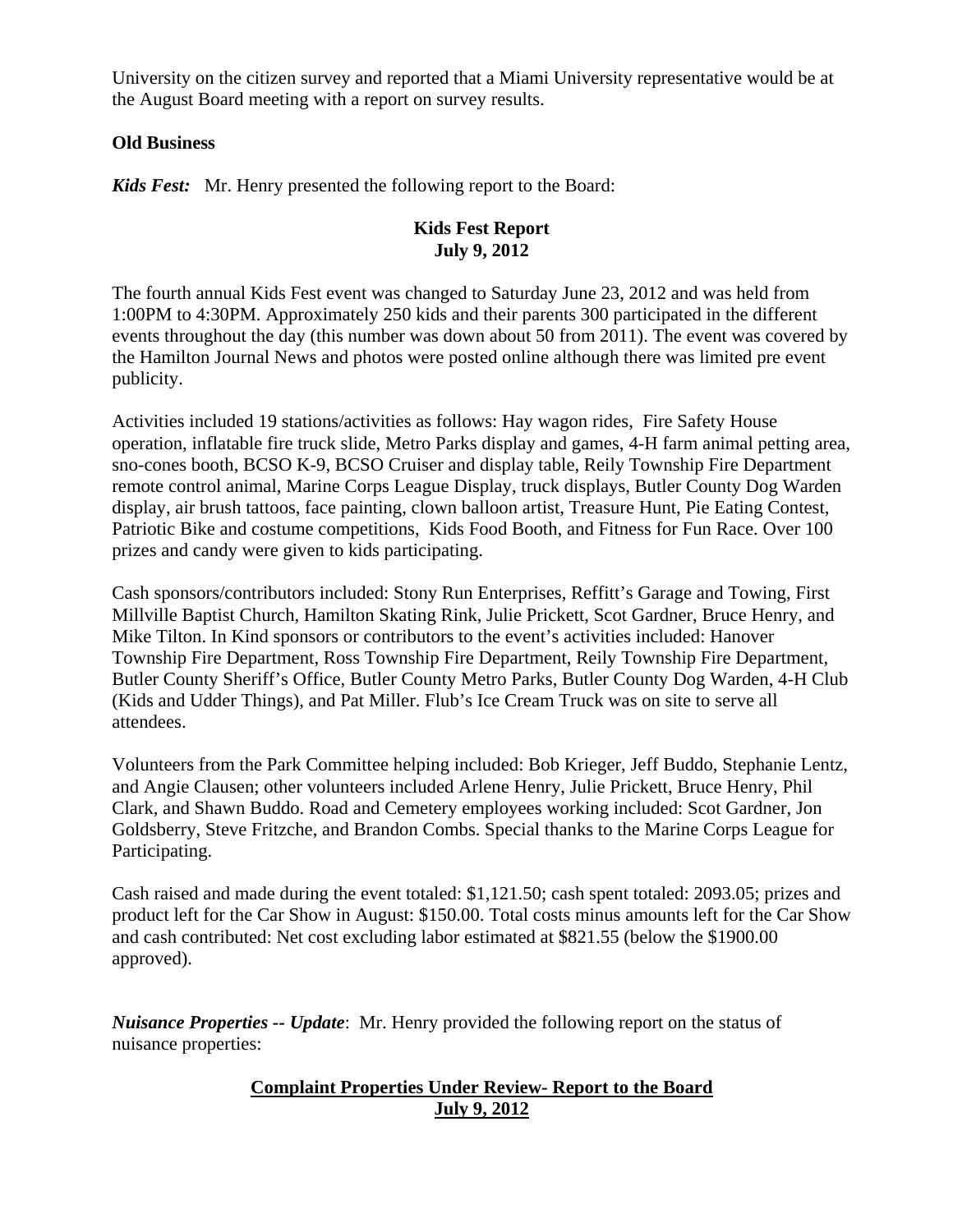University on the citizen survey and reported that a Miami University representative would be at the August Board meeting with a report on survey results.

**Old Business**

***Kids Fest:*** Mr. Henry presented the following report to the Board:

**Kids Fest Report**
**July 9, 2012**

The fourth annual Kids Fest event was changed to Saturday June 23, 2012 and was held from 1:00PM to 4:30PM. Approximately 250 kids and their parents 300 participated in the different events throughout the day (this number was down about 50 from 2011). The event was covered by the Hamilton Journal News and photos were posted online although there was limited pre event publicity.

Activities included 19 stations/activities as follows: Hay wagon rides, Fire Safety House operation, inflatable fire truck slide, Metro Parks display and games, 4-H farm animal petting area, sno-cones booth, BCSO K-9, BCSO Cruiser and display table, Reily Township Fire Department remote control animal, Marine Corps League Display, truck displays, Butler County Dog Warden display, air brush tattoos, face painting, clown balloon artist, Treasure Hunt, Pie Eating Contest, Patriotic Bike and costume competitions, Kids Food Booth, and Fitness for Fun Race. Over 100 prizes and candy were given to kids participating.

Cash sponsors/contributors included: Stony Run Enterprises, Reffitt's Garage and Towing, First Millville Baptist Church, Hamilton Skating Rink, Julie Prickett, Scot Gardner, Bruce Henry, and Mike Tilton. In Kind sponsors or contributors to the event's activities included: Hanover Township Fire Department, Ross Township Fire Department, Reily Township Fire Department, Butler County Sheriff's Office, Butler County Metro Parks, Butler County Dog Warden, 4-H Club (Kids and Udder Things), and Pat Miller. Flub's Ice Cream Truck was on site to serve all attendees.

Volunteers from the Park Committee helping included: Bob Krieger, Jeff Buddo, Stephanie Lentz, and Angie Clausen; other volunteers included Arlene Henry, Julie Prickett, Bruce Henry, Phil Clark, and Shawn Buddo. Road and Cemetery employees working included: Scot Gardner, Jon Goldsberry, Steve Fritzche, and Brandon Combs. Special thanks to the Marine Corps League for Participating.

Cash raised and made during the event totaled: $1,121.50; cash spent totaled: 2093.05; prizes and product left for the Car Show in August: $150.00. Total costs minus amounts left for the Car Show and cash contributed: Net cost excluding labor estimated at $821.55 (below the $1900.00 approved).

***Nuisance Properties -- Update***: Mr. Henry provided the following report on the status of nuisance properties:

**Complaint Properties Under Review- Report to the Board**
**July 9, 2012**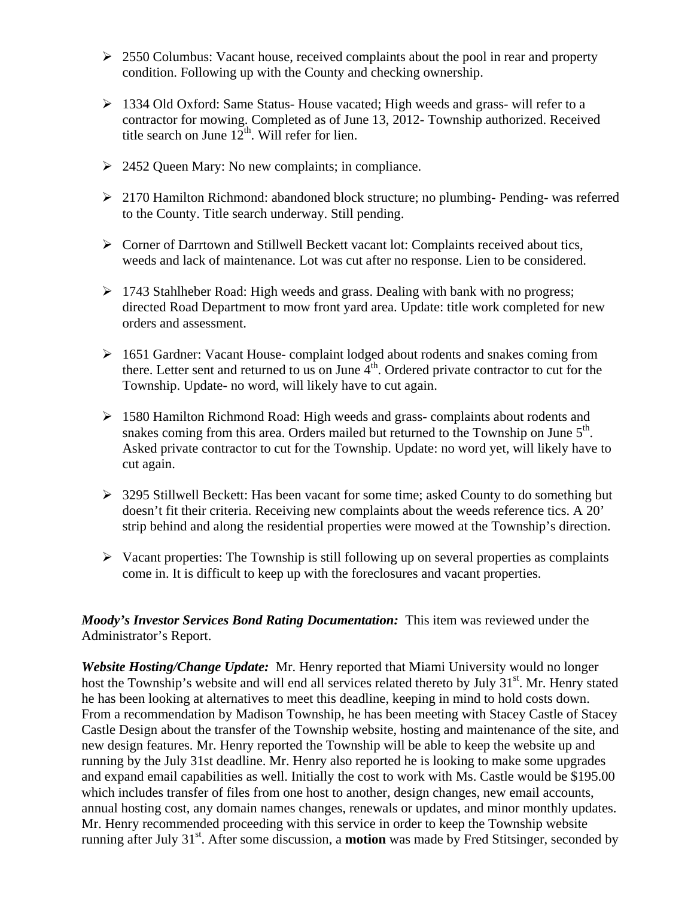- 2550 Columbus: Vacant house, received complaints about the pool in rear and property condition. Following up with the County and checking ownership.

- 1334 Old Oxford: Same Status- House vacated; High weeds and grass- will refer to a contractor for mowing. Completed as of June 13, 2012- Township authorized. Received title search on June 12th. Will refer for lien.

- 2452 Queen Mary: No new complaints; in compliance.

- 2170 Hamilton Richmond: abandoned block structure; no plumbing- Pending- was referred to the County. Title search underway. Still pending.

- Corner of Darrtown and Stillwell Beckett vacant lot: Complaints received about tics, weeds and lack of maintenance. Lot was cut after no response. Lien to be considered.

- 1743 Stahlheber Road: High weeds and grass. Dealing with bank with no progress; directed Road Department to mow front yard area. Update: title work completed for new orders and assessment.

- 1651 Gardner: Vacant House- complaint lodged about rodents and snakes coming from there. Letter sent and returned to us on June 4th. Ordered private contractor to cut for the Township. Update- no word, will likely have to cut again.

- 1580 Hamilton Richmond Road: High weeds and grass- complaints about rodents and snakes coming from this area. Orders mailed but returned to the Township on June 5th. Asked private contractor to cut for the Township. Update: no word yet, will likely have to cut again.

- 3295 Stillwell Beckett: Has been vacant for some time; asked County to do something but doesn't fit their criteria. Receiving new complaints about the weeds reference tics. A 20' strip behind and along the residential properties were mowed at the Township's direction.

- Vacant properties: The Township is still following up on several properties as complaints come in. It is difficult to keep up with the foreclosures and vacant properties.

***Moody's Investor Services Bond Rating Documentation:*** This item was reviewed under the Administrator's Report.

***Website Hosting/Change Update:*** Mr. Henry reported that Miami University would no longer host the Township's website and will end all services related thereto by July 31st. Mr. Henry stated he has been looking at alternatives to meet this deadline, keeping in mind to hold costs down. From a recommendation by Madison Township, he has been meeting with Stacey Castle of Stacey Castle Design about the transfer of the Township website, hosting and maintenance of the site, and new design features. Mr. Henry reported the Township will be able to keep the website up and running by the July 31st deadline. Mr. Henry also reported he is looking to make some upgrades and expand email capabilities as well. Initially the cost to work with Ms. Castle would be $195.00 which includes transfer of files from one host to another, design changes, new email accounts, annual hosting cost, any domain names changes, renewals or updates, and minor monthly updates. Mr. Henry recommended proceeding with this service in order to keep the Township website running after July 31st. After some discussion, a **motion** was made by Fred Stitsinger, seconded by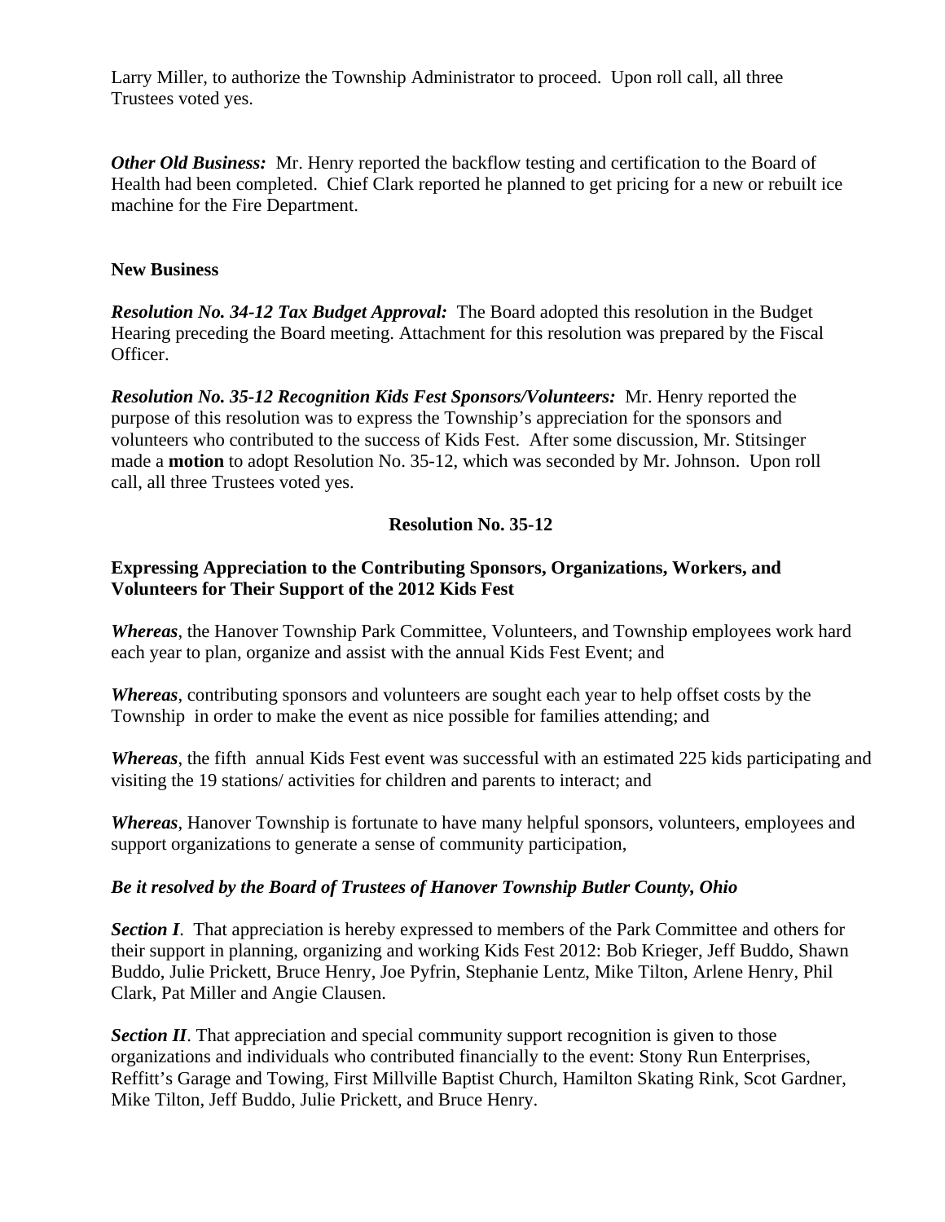Larry Miller, to authorize the Township Administrator to proceed. Upon roll call, all three Trustees voted yes.

***Other Old Business:*** Mr. Henry reported the backflow testing and certification to the Board of Health had been completed. Chief Clark reported he planned to get pricing for a new or rebuilt ice machine for the Fire Department.

**New Business**

***Resolution No. 34-12 Tax Budget Approval:*** The Board adopted this resolution in the Budget Hearing preceding the Board meeting. Attachment for this resolution was prepared by the Fiscal Officer.

***Resolution No. 35-12 Recognition Kids Fest Sponsors/Volunteers:*** Mr. Henry reported the purpose of this resolution was to express the Township's appreciation for the sponsors and volunteers who contributed to the success of Kids Fest. After some discussion, Mr. Stitsinger made a **motion** to adopt Resolution No. 35-12, which was seconded by Mr. Johnson. Upon roll call, all three Trustees voted yes.

**Resolution No. 35-12**

**Expressing Appreciation to the Contributing Sponsors, Organizations, Workers, and Volunteers for Their Support of the 2012 Kids Fest**

***Whereas***, the Hanover Township Park Committee, Volunteers, and Township employees work hard each year to plan, organize and assist with the annual Kids Fest Event; and

***Whereas***, contributing sponsors and volunteers are sought each year to help offset costs by the Township in order to make the event as nice possible for families attending; and

***Whereas***, the fifth annual Kids Fest event was successful with an estimated 225 kids participating and visiting the 19 stations/ activities for children and parents to interact; and

***Whereas***, Hanover Township is fortunate to have many helpful sponsors, volunteers, employees and support organizations to generate a sense of community participation,

***Be it resolved by the Board of Trustees of Hanover Township Butler County, Ohio***

***Section I***. That appreciation is hereby expressed to members of the Park Committee and others for their support in planning, organizing and working Kids Fest 2012: Bob Krieger, Jeff Buddo, Shawn Buddo, Julie Prickett, Bruce Henry, Joe Pyfrin, Stephanie Lentz, Mike Tilton, Arlene Henry, Phil Clark, Pat Miller and Angie Clausen.

***Section II***. That appreciation and special community support recognition is given to those organizations and individuals who contributed financially to the event: Stony Run Enterprises, Reffitt's Garage and Towing, First Millville Baptist Church, Hamilton Skating Rink, Scot Gardner, Mike Tilton, Jeff Buddo, Julie Prickett, and Bruce Henry.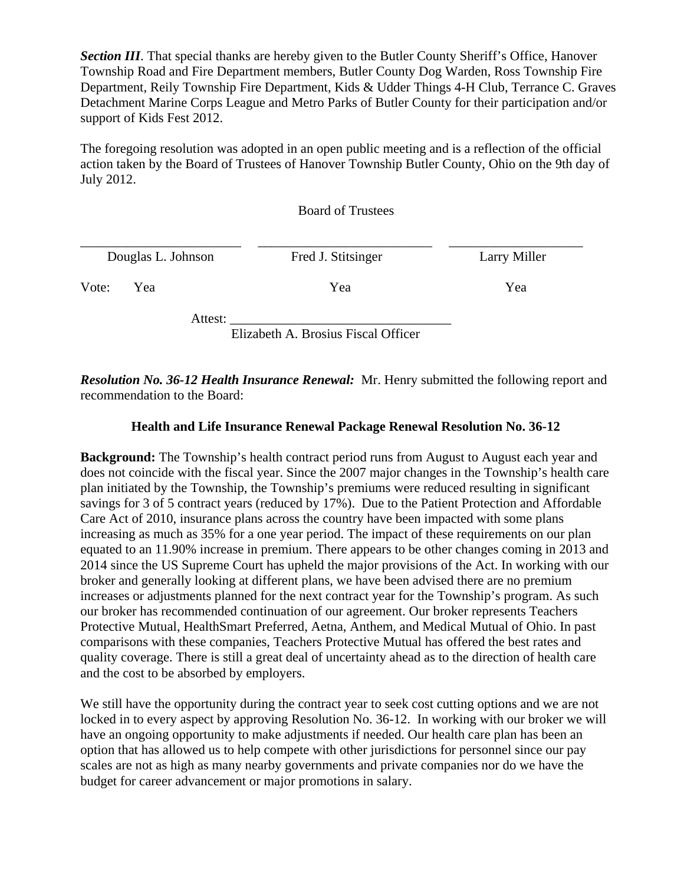***Section III***. That special thanks are hereby given to the Butler County Sheriff's Office, Hanover Township Road and Fire Department members, Butler County Dog Warden, Ross Township Fire Department, Reily Township Fire Department, Kids & Udder Things 4-H Club, Terrance C. Graves Detachment Marine Corps League and Metro Parks of Butler County for their participation and/or support of Kids Fest 2012.

The foregoing resolution was adopted in an open public meeting and is a reflection of the official action taken by the Board of Trustees of Hanover Township Butler County, Ohio on the 9th day of July 2012.

Board of Trustees

| ______________________ | ______________________ | ______________________ |
|---|---|---|
| Douglas L. Johnson | Fred J. Stitsinger | Larry Miller |
| Vote: Yea | Yea | Yea |

Attest: ________________________________
Elizabeth A. Brosius Fiscal Officer

***Resolution No. 36-12 Health Insurance Renewal:*** Mr. Henry submitted the following report and recommendation to the Board:

**Health and Life Insurance Renewal Package Renewal Resolution No. 36-12**

**Background:** The Township's health contract period runs from August to August each year and does not coincide with the fiscal year. Since the 2007 major changes in the Township's health care plan initiated by the Township, the Township's premiums were reduced resulting in significant savings for 3 of 5 contract years (reduced by 17%). Due to the Patient Protection and Affordable Care Act of 2010, insurance plans across the country have been impacted with some plans increasing as much as 35% for a one year period. The impact of these requirements on our plan equated to an 11.90% increase in premium. There appears to be other changes coming in 2013 and 2014 since the US Supreme Court has upheld the major provisions of the Act. In working with our broker and generally looking at different plans, we have been advised there are no premium increases or adjustments planned for the next contract year for the Township's program. As such our broker has recommended continuation of our agreement. Our broker represents Teachers Protective Mutual, HealthSmart Preferred, Aetna, Anthem, and Medical Mutual of Ohio. In past comparisons with these companies, Teachers Protective Mutual has offered the best rates and quality coverage. There is still a great deal of uncertainty ahead as to the direction of health care and the cost to be absorbed by employers.

We still have the opportunity during the contract year to seek cost cutting options and we are not locked in to every aspect by approving Resolution No. 36-12. In working with our broker we will have an ongoing opportunity to make adjustments if needed. Our health care plan has been an option that has allowed us to help compete with other jurisdictions for personnel since our pay scales are not as high as many nearby governments and private companies nor do we have the budget for career advancement or major promotions in salary.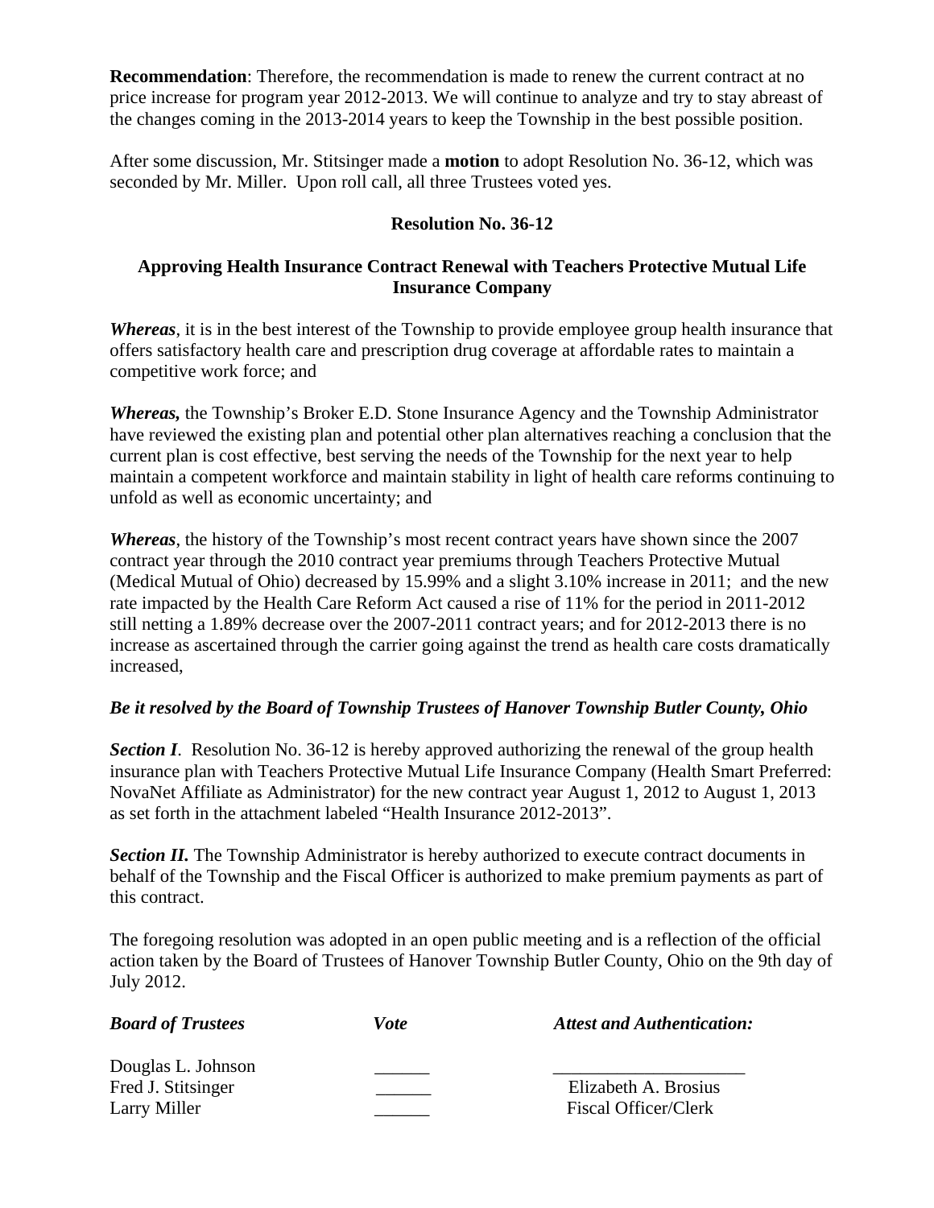**Recommendation**: Therefore, the recommendation is made to renew the current contract at no price increase for program year 2012-2013. We will continue to analyze and try to stay abreast of the changes coming in the 2013-2014 years to keep the Township in the best possible position.

After some discussion, Mr. Stitsinger made a **motion** to adopt Resolution No. 36-12, which was seconded by Mr. Miller. Upon roll call, all three Trustees voted yes.

**Resolution No. 36-12**

**Approving Health Insurance Contract Renewal with Teachers Protective Mutual Life Insurance Company**

***Whereas***, it is in the best interest of the Township to provide employee group health insurance that offers satisfactory health care and prescription drug coverage at affordable rates to maintain a competitive work force; and

***Whereas,*** the Township's Broker E.D. Stone Insurance Agency and the Township Administrator have reviewed the existing plan and potential other plan alternatives reaching a conclusion that the current plan is cost effective, best serving the needs of the Township for the next year to help maintain a competent workforce and maintain stability in light of health care reforms continuing to unfold as well as economic uncertainty; and

***Whereas***, the history of the Township's most recent contract years have shown since the 2007 contract year through the 2010 contract year premiums through Teachers Protective Mutual (Medical Mutual of Ohio) decreased by 15.99% and a slight 3.10% increase in 2011; and the new rate impacted by the Health Care Reform Act caused a rise of 11% for the period in 2011-2012 still netting a 1.89% decrease over the 2007-2011 contract years; and for 2012-2013 there is no increase as ascertained through the carrier going against the trend as health care costs dramatically increased,

***Be it resolved by the Board of Township Trustees of Hanover Township Butler County, Ohio***

***Section I***. Resolution No. 36-12 is hereby approved authorizing the renewal of the group health insurance plan with Teachers Protective Mutual Life Insurance Company (Health Smart Preferred: NovaNet Affiliate as Administrator) for the new contract year August 1, 2012 to August 1, 2013 as set forth in the attachment labeled "Health Insurance 2012-2013".

***Section II.*** The Township Administrator is hereby authorized to execute contract documents in behalf of the Township and the Fiscal Officer is authorized to make premium payments as part of this contract.

The foregoing resolution was adopted in an open public meeting and is a reflection of the official action taken by the Board of Trustees of Hanover Township Butler County, Ohio on the 9th day of July 2012.

| ***Board of Trustees*** | ***Vote*** | ***Attest and Authentication:*** |
|---|---|---|
| Douglas L. Johnson | ______ | _____________________ |
| Fred J. Stitsinger | ______ | Elizabeth A. Brosius |
| Larry Miller | ______ | Fiscal Officer/Clerk |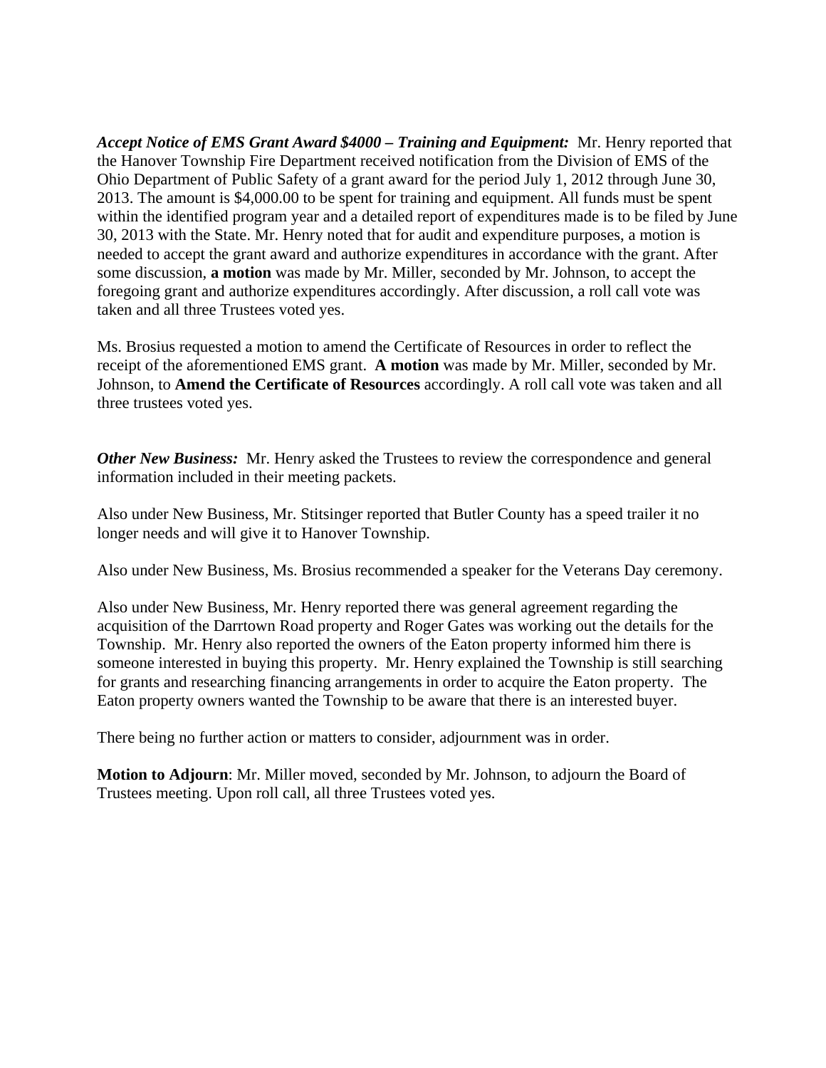***Accept Notice of EMS Grant Award $4000 – Training and Equipment:*** Mr. Henry reported that the Hanover Township Fire Department received notification from the Division of EMS of the Ohio Department of Public Safety of a grant award for the period July 1, 2012 through June 30, 2013. The amount is $4,000.00 to be spent for training and equipment. All funds must be spent within the identified program year and a detailed report of expenditures made is to be filed by June 30, 2013 with the State. Mr. Henry noted that for audit and expenditure purposes, a motion is needed to accept the grant award and authorize expenditures in accordance with the grant. After some discussion, **a motion** was made by Mr. Miller, seconded by Mr. Johnson, to accept the foregoing grant and authorize expenditures accordingly. After discussion, a roll call vote was taken and all three Trustees voted yes.

Ms. Brosius requested a motion to amend the Certificate of Resources in order to reflect the receipt of the aforementioned EMS grant. **A motion** was made by Mr. Miller, seconded by Mr. Johnson, to **Amend the Certificate of Resources** accordingly. A roll call vote was taken and all three trustees voted yes.

***Other New Business:*** Mr. Henry asked the Trustees to review the correspondence and general information included in their meeting packets.

Also under New Business, Mr. Stitsinger reported that Butler County has a speed trailer it no longer needs and will give it to Hanover Township.

Also under New Business, Ms. Brosius recommended a speaker for the Veterans Day ceremony.

Also under New Business, Mr. Henry reported there was general agreement regarding the acquisition of the Darrtown Road property and Roger Gates was working out the details for the Township. Mr. Henry also reported the owners of the Eaton property informed him there is someone interested in buying this property. Mr. Henry explained the Township is still searching for grants and researching financing arrangements in order to acquire the Eaton property. The Eaton property owners wanted the Township to be aware that there is an interested buyer.

There being no further action or matters to consider, adjournment was in order.

**Motion to Adjourn**: Mr. Miller moved, seconded by Mr. Johnson, to adjourn the Board of Trustees meeting. Upon roll call, all three Trustees voted yes.